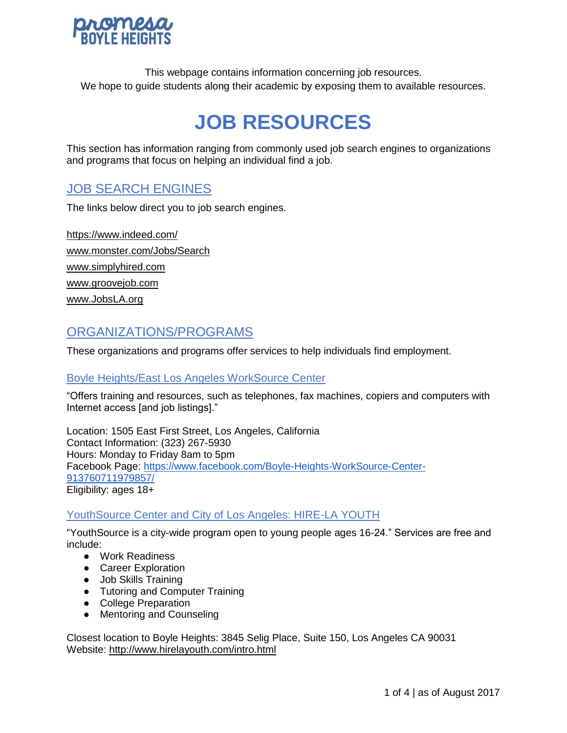promesa BOYLE HEIGHTS

This webpage contains information concerning job resources.
We hope to guide students along their academic by exposing them to available resources.

# JOB RESOURCES

This section has information ranging from commonly used job search engines to organizations and programs that focus on helping an individual find a job.

## JOB SEARCH ENGINES

The links below direct you to job search engines.

https://www.indeed.com/
www.monster.com/Jobs/Search
www.simplyhired.com
www.groovejob.com
www.JobsLA.org

## ORGANIZATIONS/PROGRAMS

These organizations and programs offer services to help individuals find employment.

### Boyle Heights/East Los Angeles WorkSource Center

"Offers training and resources, such as telephones, fax machines, copiers and computers with Internet access [and job listings]."

Location: 1505 East First Street, Los Angeles, California
Contact Information: (323) 267-5930
Hours: Monday to Friday 8am to 5pm
Facebook Page: https://www.facebook.com/Boyle-Heights-WorkSource-Center-913760711979857/
Eligibility: ages 18+

### YouthSource Center and City of Los Angeles: HIRE-LA YOUTH

"YouthSource is a city-wide program open to young people ages 16-24." Services are free and include:

- Work Readiness
- Career Exploration
- Job Skills Training
- Tutoring and Computer Training
- College Preparation
- Mentoring and Counseling

Closest location to Boyle Heights: 3845 Selig Place, Suite 150, Los Angeles CA 90031
Website: http://www.hirelayouth.com/intro.html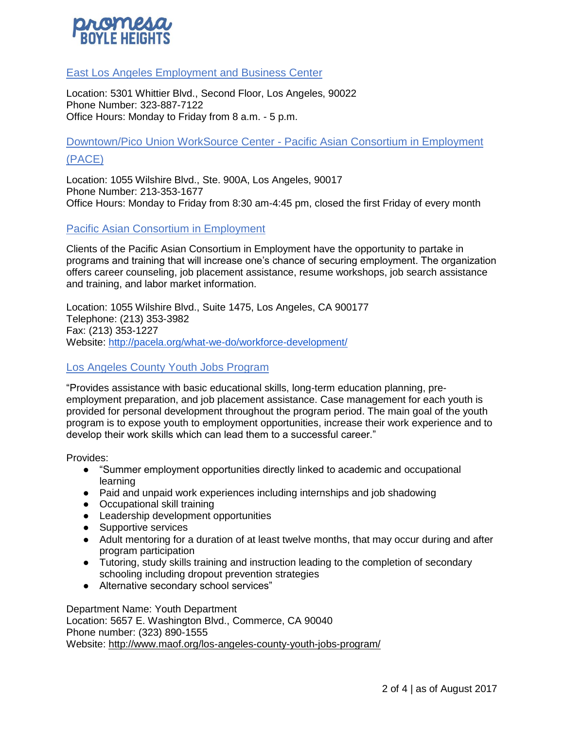## East Los Angeles Employment and Business Center

Location: 5301 Whittier Blvd., Second Floor, Los Angeles, 90022
Phone Number: 323-887-7122
Office Hours: Monday to Friday from 8 a.m. - 5 p.m.

## Downtown/Pico Union WorkSource Center - Pacific Asian Consortium in Employment (PACE)

Location: 1055 Wilshire Blvd., Ste. 900A, Los Angeles, 90017
Phone Number: 213-353-1677
Office Hours: Monday to Friday from 8:30 am-4:45 pm, closed the first Friday of every month

## Pacific Asian Consortium in Employment

Clients of the Pacific Asian Consortium in Employment have the opportunity to partake in programs and training that will increase one's chance of securing employment. The organization offers career counseling, job placement assistance, resume workshops, job search assistance and training, and labor market information.

Location: 1055 Wilshire Blvd., Suite 1475, Los Angeles, CA 900177
Telephone: (213) 353-3982
Fax: (213) 353-1227
Website: http://pacela.org/what-we-do/workforce-development/

## Los Angeles County Youth Jobs Program

"Provides assistance with basic educational skills, long-term education planning, pre-employment preparation, and job placement assistance. Case management for each youth is provided for personal development throughout the program period. The main goal of the youth program is to expose youth to employment opportunities, increase their work experience and to develop their work skills which can lead them to a successful career."

Provides:

- "Summer employment opportunities directly linked to academic and occupational learning
- Paid and unpaid work experiences including internships and job shadowing
- Occupational skill training
- Leadership development opportunities
- Supportive services
- Adult mentoring for a duration of at least twelve months, that may occur during and after program participation
- Tutoring, study skills training and instruction leading to the completion of secondary schooling including dropout prevention strategies
- Alternative secondary school services"

Department Name: Youth Department
Location: 5657 E. Washington Blvd., Commerce, CA 90040
Phone number: (323) 890-1555
Website: http://www.maof.org/los-angeles-county-youth-jobs-program/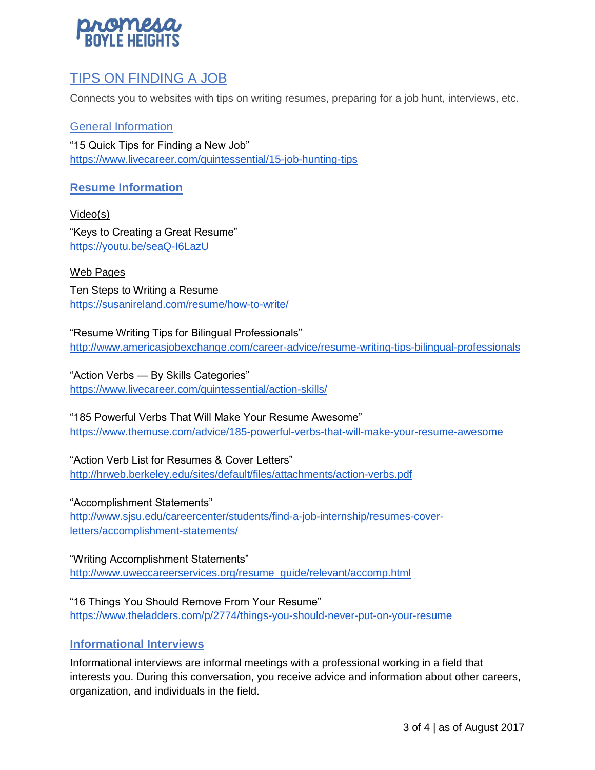# TIPS ON FINDING A JOB

Connects you to websites with tips on writing resumes, preparing for a job hunt, interviews, etc.

## General Information

"15 Quick Tips for Finding a New Job"
https://www.livecareer.com/quintessential/15-job-hunting-tips

## **Resume Information**

Video(s)

"Keys to Creating a Great Resume"
https://youtu.be/seaQ-I6LazU

Web Pages

Ten Steps to Writing a Resume
https://susanireland.com/resume/how-to-write/

"Resume Writing Tips for Bilingual Professionals"
http://www.americasjobexchange.com/career-advice/resume-writing-tips-bilingual-professionals

"Action Verbs — By Skills Categories"
https://www.livecareer.com/quintessential/action-skills/

"185 Powerful Verbs That Will Make Your Resume Awesome"
https://www.themuse.com/advice/185-powerful-verbs-that-will-make-your-resume-awesome

"Action Verb List for Resumes & Cover Letters"
http://hrweb.berkeley.edu/sites/default/files/attachments/action-verbs.pdf

"Accomplishment Statements"
http://www.sjsu.edu/careercenter/students/find-a-job-internship/resumes-cover-letters/accomplishment-statements/

"Writing Accomplishment Statements"
http://www.uweccareerservices.org/resume_guide/relevant/accomp.html

"16 Things You Should Remove From Your Resume"
https://www.theladders.com/p/2774/things-you-should-never-put-on-your-resume

## **Informational Interviews**

Informational interviews are informal meetings with a professional working in a field that interests you. During this conversation, you receive advice and information about other careers, organization, and individuals in the field.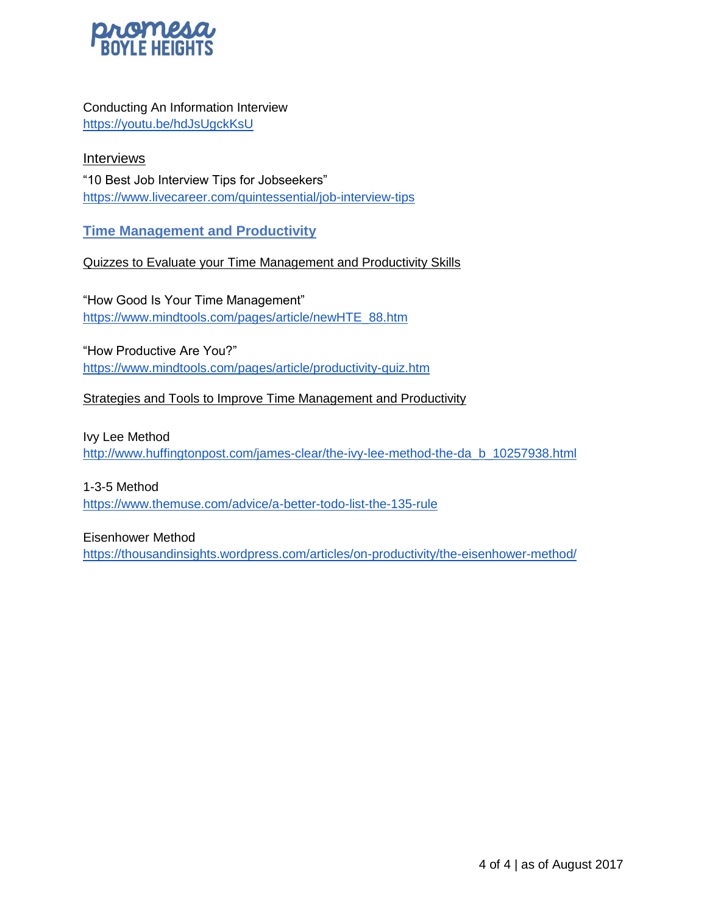Conducting An Information Interview
https://youtu.be/hdJsUgckKsU

### Interviews

"10 Best Job Interview Tips for Jobseekers"
https://www.livecareer.com/quintessential/job-interview-tips

## Time Management and Productivity

### Quizzes to Evaluate your Time Management and Productivity Skills

"How Good Is Your Time Management"
https://www.mindtools.com/pages/article/newHTE_88.htm

"How Productive Are You?"
https://www.mindtools.com/pages/article/productivity-quiz.htm

### Strategies and Tools to Improve Time Management and Productivity

Ivy Lee Method
http://www.huffingtonpost.com/james-clear/the-ivy-lee-method-the-da_b_10257938.html

1-3-5 Method
https://www.themuse.com/advice/a-better-todo-list-the-135-rule

Eisenhower Method
https://thousandinsights.wordpress.com/articles/on-productivity/the-eisenhower-method/